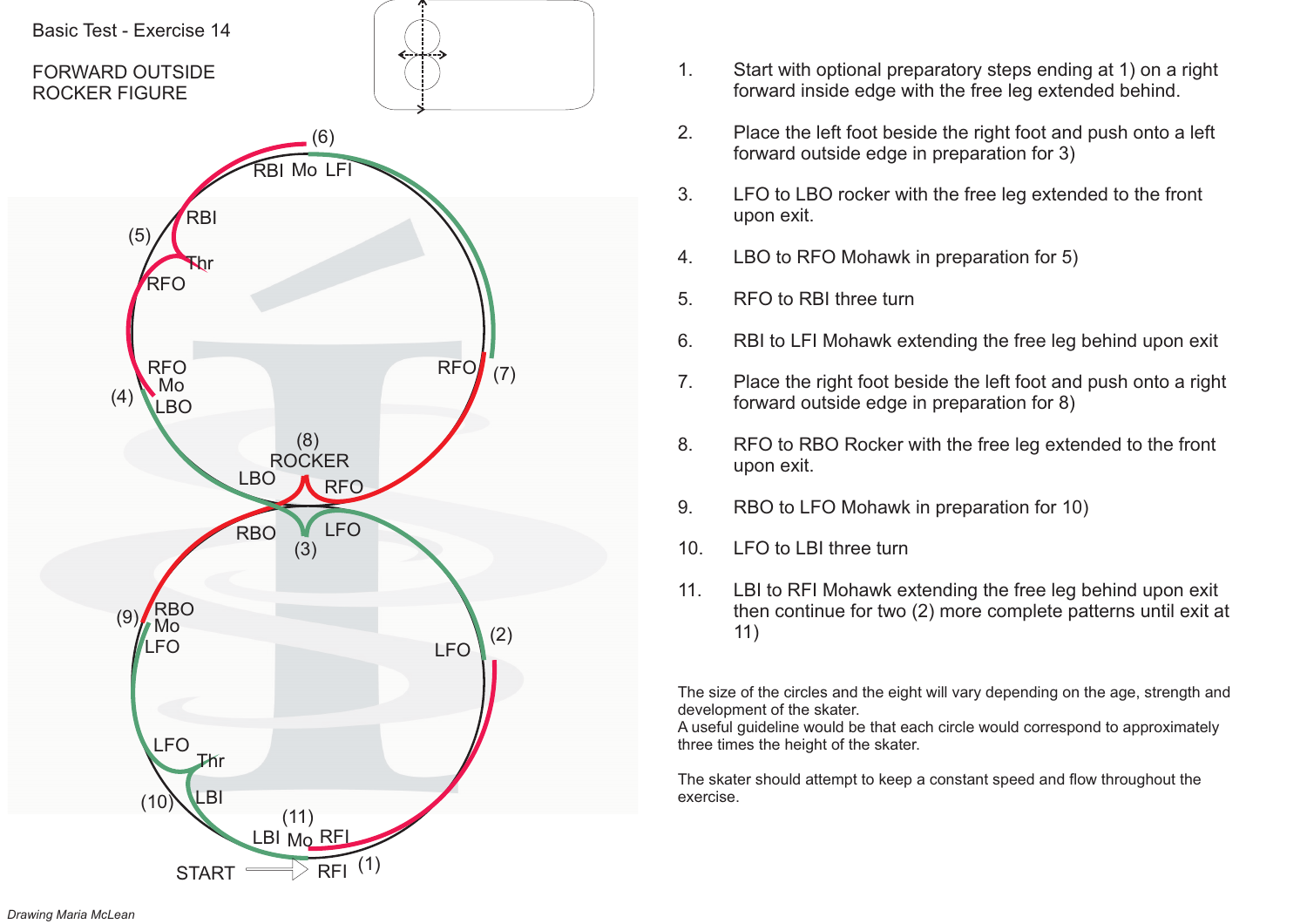Basic Test - Exercise 14

# FORWARD OUTSIDE ROCKER FIGURE

1. Start with optional preparatory steps ending at 1) on a right forward inside edge with the free leg extended behind.
2. Place the left foot beside the right foot and push onto a left forward outside edge in preparation for 3)
3. LFO to LBO rocker with the free leg extended to the front upon exit.
4. LBO to RFO Mohawk in preparation for 5)
5. RFO to RBI three turn
6. RBI to LFI Mohawk extending the free leg behind upon exit
7. Place the right foot beside the left foot and push onto a right forward outside edge in preparation for 8)
8. RFO to RBO Rocker with the free leg extended to the front upon exit.
9. RBO to LFO Mohawk in preparation for 10)
10. LFO to LBI three turn
11. LBI to RFI Mohawk extending the free leg behind upon exit then continue for two (2) more complete patterns until exit at 11)

The size of the circles and the eight will vary depending on the age, strength and development of the skater.
A useful guideline would be that each circle would correspond to approximately three times the height of the skater.

The skater should attempt to keep a constant speed and flow throughout the exercise.

*Drawing Maria McLean*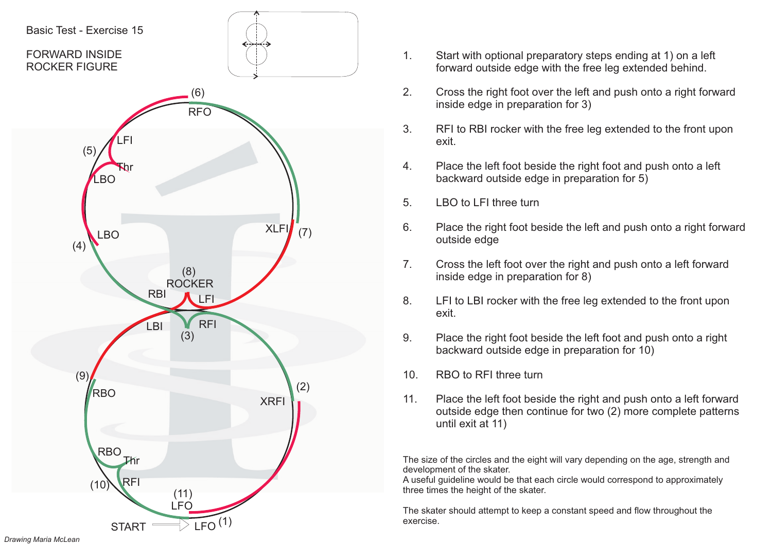Basic Test - Exercise 15

## FORWARD INSIDE ROCKER FIGURE

1. Start with optional preparatory steps ending at 1) on a left forward outside edge with the free leg extended behind.
2. Cross the right foot over the left and push onto a right forward inside edge in preparation for 3)
3. RFI to RBI rocker with the free leg extended to the front upon exit.
4. Place the left foot beside the right foot and push onto a left backward outside edge in preparation for 5)
5. LBO to LFI three turn
6. Place the right foot beside the left and push onto a right forward outside edge
7. Cross the left foot over the right and push onto a left forward inside edge in preparation for 8)
8. LFI to LBI rocker with the free leg extended to the front upon exit.
9. Place the right foot beside the left foot and push onto a right backward outside edge in preparation for 10)
10. RBO to RFI three turn
11. Place the left foot beside the right and push onto a left forward outside edge then continue for two (2) more complete patterns until exit at 11)

The size of the circles and the eight will vary depending on the age, strength and development of the skater.
A useful guideline would be that each circle would correspond to approximately three times the height of the skater.

The skater should attempt to keep a constant speed and flow throughout the exercise.

Drawing Maria McLean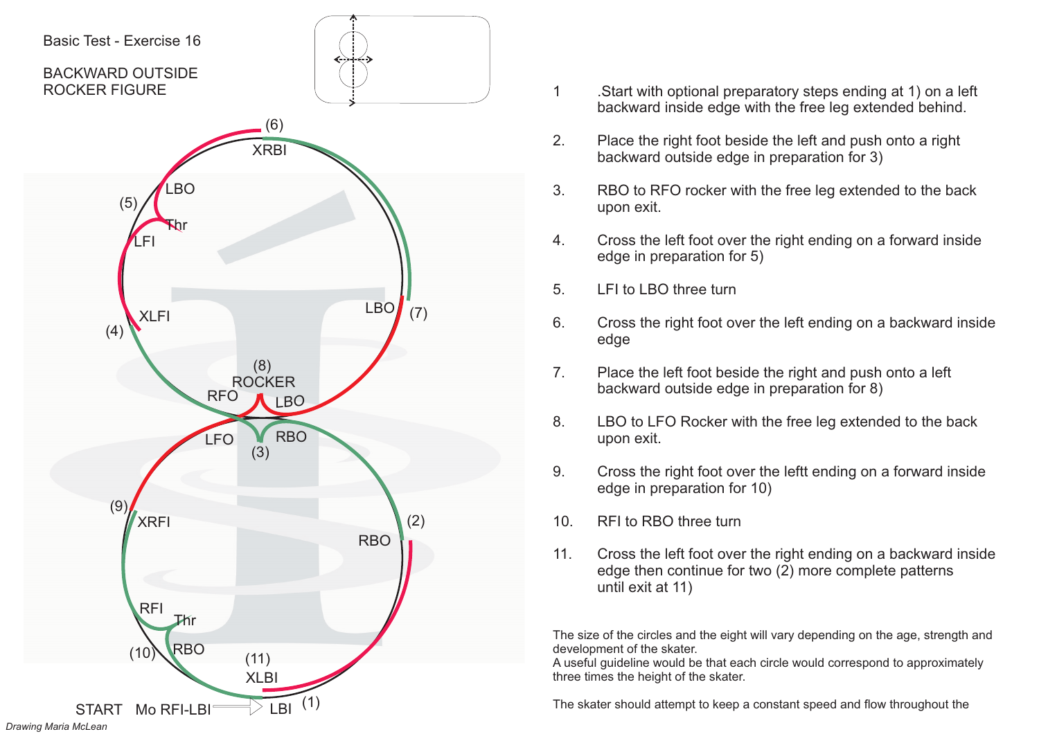Basic Test - Exercise 16

## BACKWARD OUTSIDE ROCKER FIGURE

(6) XRBI LBO (5) Thr LFI XLFI (4) LBO (7) (8) ROCKER RFO LBO LFO RBO (3) (9) XRFI (2) RBO RFI Thr (10) RBO (11) XLBI START Mo RFI-LBI LBI (1)

1. .Start with optional preparatory steps ending at 1) on a left backward inside edge with the free leg extended behind.
2. Place the right foot beside the left and push onto a right backward outside edge in preparation for 3)
3. RBO to RFO rocker with the free leg extended to the back upon exit.
4. Cross the left foot over the right ending on a forward inside edge in preparation for 5)
5. LFI to LBO three turn
6. Cross the right foot over the left ending on a backward inside edge
7. Place the left foot beside the right and push onto a left backward outside edge in preparation for 8)
8. LBO to LFO Rocker with the free leg extended to the back upon exit.
9. Cross the right foot over the leftt ending on a forward inside edge in preparation for 10)
10. RFI to RBO three turn
11. Cross the left foot over the right ending on a backward inside edge then continue for two (2) more complete patterns until exit at 11)

The size of the circles and the eight will vary depending on the age, strength and development of the skater.
A useful guideline would be that each circle would correspond to approximately three times the height of the skater.

The skater should attempt to keep a constant speed and flow throughout the

*Drawing Maria McLean*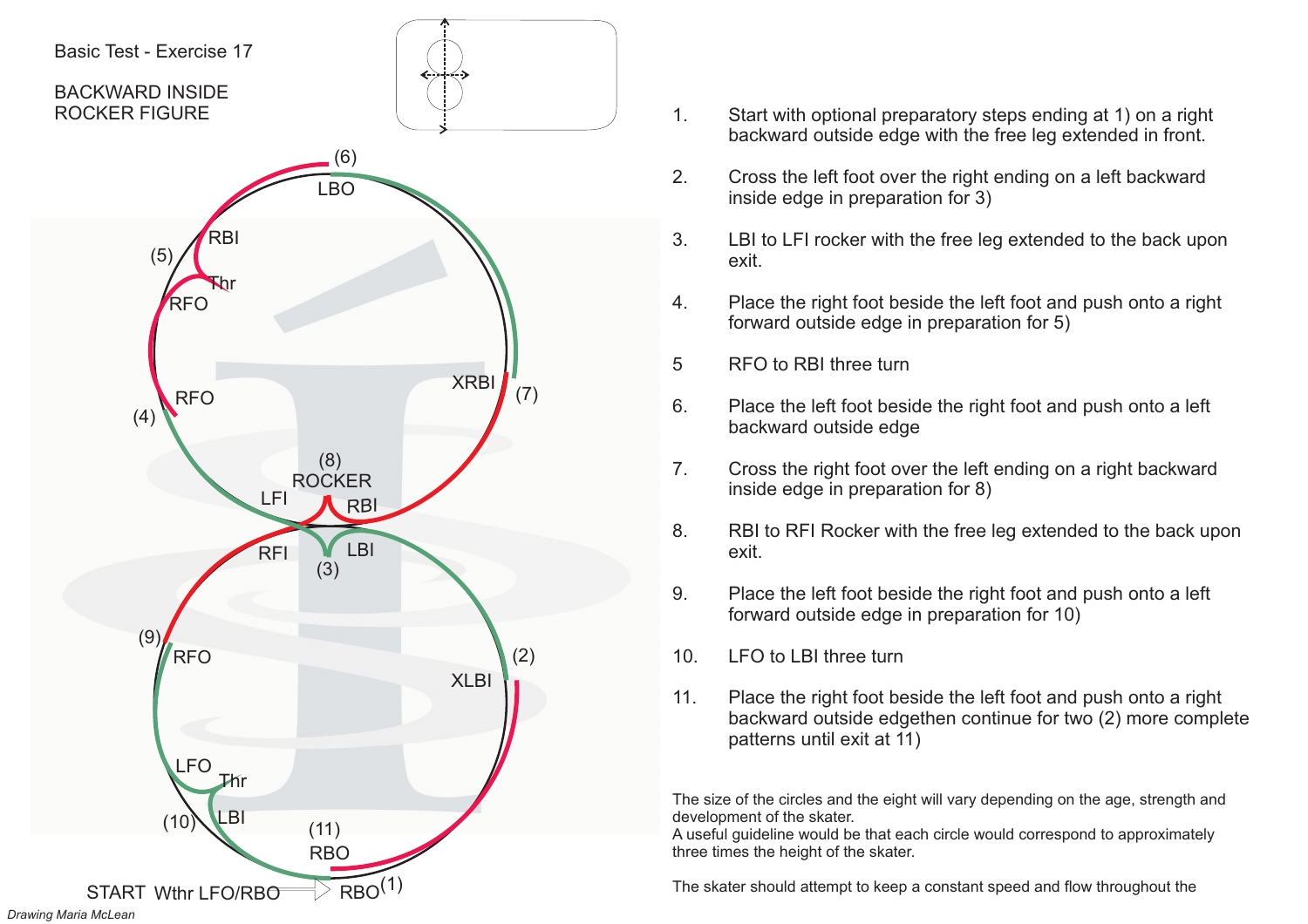Basic Test - Exercise 17

# BACKWARD INSIDE ROCKER FIGURE

(6)
LBO
RBI
(5)
Thr
RFO
XRBI
(7)
RFO
(4)
(8)
ROCKER
LFI
RBI
RFI
LBI
(3)
(9)
RFO
(2)
XLBI
LFO
Thr
(10)
LBI
(11)
RBO
START Wthr LFO/RBO
RBO(1)

*Drawing Maria McLean*

1. Start with optional preparatory steps ending at 1) on a right backward outside edge with the free leg extended in front.

2. Cross the left foot over the right ending on a left backward inside edge in preparation for 3)

3. LBI to LFI rocker with the free leg extended to the back upon exit.

4. Place the right foot beside the left foot and push onto a right forward outside edge in preparation for 5)

5 RFO to RBI three turn

6. Place the left foot beside the right foot and push onto a left backward outside edge

7. Cross the right foot over the left ending on a right backward inside edge in preparation for 8)

8. RBI to RFI Rocker with the free leg extended to the back upon exit.

9. Place the left foot beside the right foot and push onto a left forward outside edge in preparation for 10)

10. LFO to LBI three turn

11. Place the right foot beside the left foot and push onto a right backward outside edgethen continue for two (2) more complete patterns until exit at 11)

The size of the circles and the eight will vary depending on the age, strength and development of the skater.
A useful guideline would be that each circle would correspond to approximately three times the height of the skater.

The skater should attempt to keep a constant speed and flow throughout the